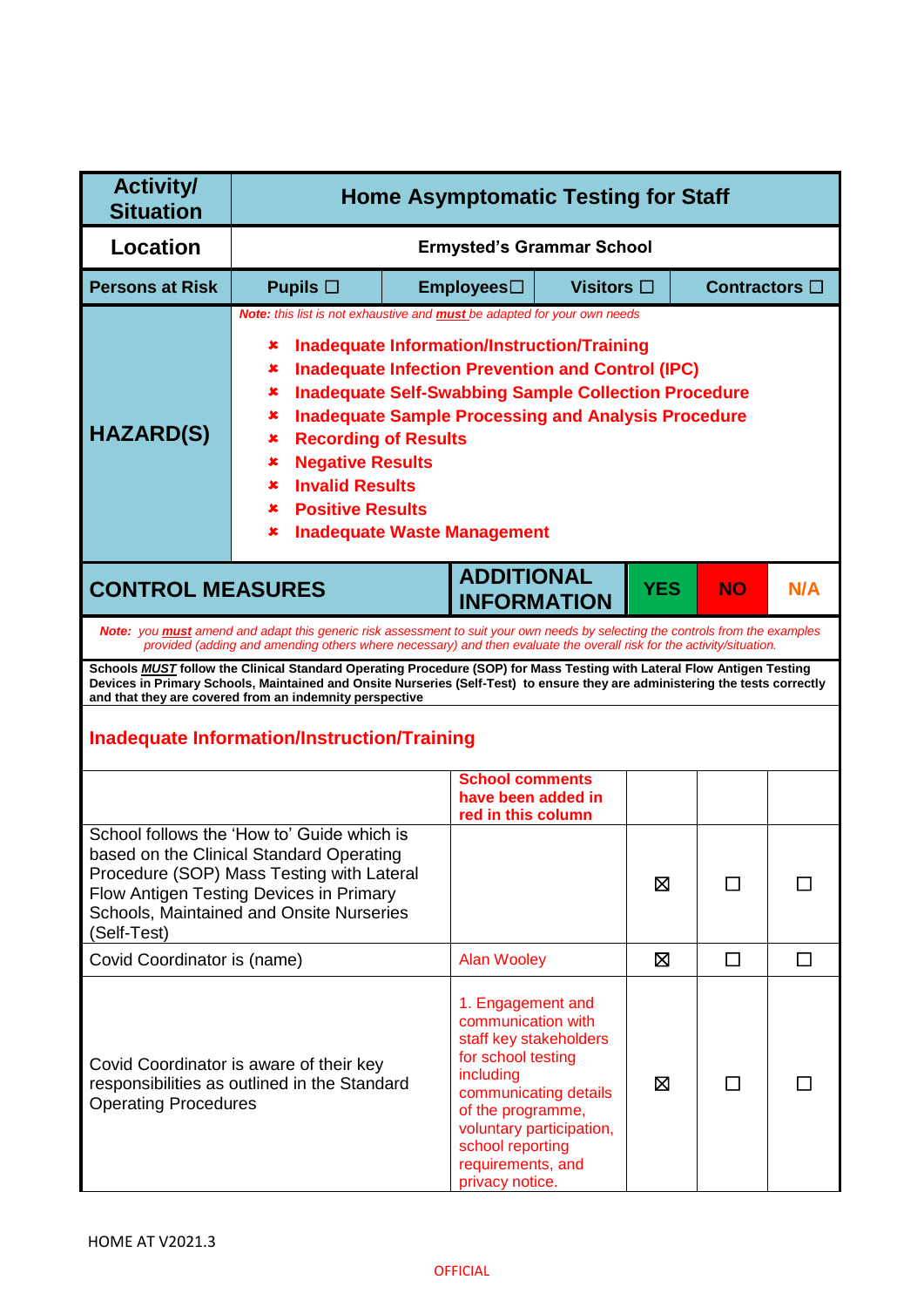| Activity/ Situation | Home Asymptomatic Testing for Staff | | | | |
|---|---|---|---|---|---|
| **Location** | **Ermysted's Grammar School** | | | | |
| **Persons at Risk** | **Pupils** ☐ | **Employees** ☐ | **Visitors** ☐ | **Contractors** ☐ | |
| **HAZARD(S)** | *Note: this list is not exhaustive and **must** be adapted for your own needs*<br>✘ **Inadequate Information/Instruction/Training**<br>✘ **Inadequate Infection Prevention and Control (IPC)**<br>✘ **Inadequate Self-Swabbing Sample Collection Procedure**<br>✘ **Inadequate Sample Processing and Analysis Procedure**<br>✘ **Recording of Results**<br>✘ **Negative Results**<br>✘ **Invalid Results**<br>✘ **Positive Results**<br>✘ **Inadequate Waste Management** | | | | |

| CONTROL MEASURES | ADDITIONAL INFORMATION | YES | NO | N/A |
|---|---|---|---|---|
| *Note: you **must** amend and adapt this generic risk assessment to suit your own needs by selecting the controls from the examples provided (adding and amending others where necessary) and then evaluate the overall risk for the activity/situation.* | | | | |
| **Schools *MUST* follow the Clinical Standard Operating Procedure (SOP) for Mass Testing with Lateral Flow Antigen Testing Devices in Primary Schools, Maintained and Onsite Nurseries (Self-Test) to ensure they are administering the tests correctly and that they are covered from an indemnity perspective** | | | | |
| **Inadequate Information/Instruction/Training** | | | | |
| | **School comments have been added in red in this column** | | | |
| School follows the 'How to' Guide which is based on the Clinical Standard Operating Procedure (SOP) Mass Testing with Lateral Flow Antigen Testing Devices in Primary Schools, Maintained and Onsite Nurseries (Self-Test) | | ☒ | ☐ | ☐ |
| Covid Coordinator is (name) | Alan Wooley | ☒ | ☐ | ☐ |
| Covid Coordinator is aware of their key responsibilities as outlined in the Standard Operating Procedures | 1. Engagement and communication with staff key stakeholders for school testing including communicating details of the programme, voluntary participation, school reporting requirements, and privacy notice. | ☒ | ☐ | ☐ |

HOME AT V2021.3

OFFICIAL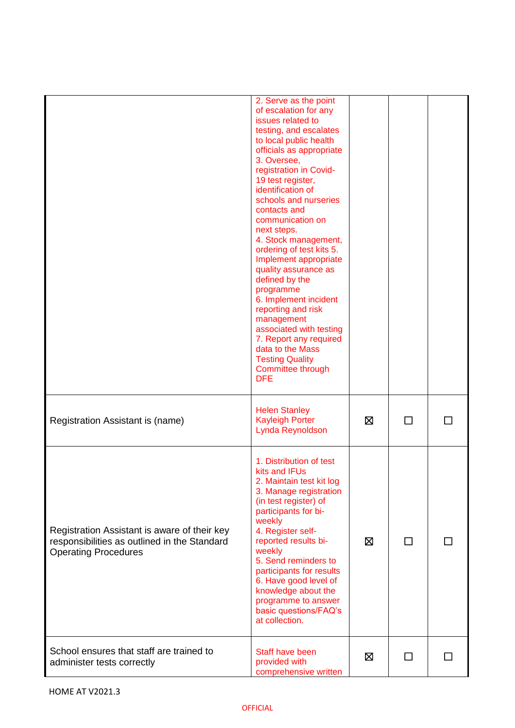| | | | | |
|---|---|---|---|---|
| | 2. Serve as the point of escalation for any issues related to testing, and escalates to local public health officials as appropriate<br>3. Oversee, registration in Covid-19 test register, identification of schools and nurseries contacts and communication on next steps.<br>4. Stock management, ordering of test kits 5. Implement appropriate quality assurance as defined by the programme<br>6. Implement incident reporting and risk management associated with testing<br>7. Report any required data to the Mass Testing Quality Committee through DFE | | | |
| Registration Assistant is (name) | Helen Stanley<br>Kayleigh Porter<br>Lynda Reynoldson | ☒ | ☐ | ☐ |
| Registration Assistant is aware of their key responsibilities as outlined in the Standard Operating Procedures | 1. Distribution of test kits and IFUs<br>2. Maintain test kit log<br>3. Manage registration (in test register) of participants for bi-weekly<br>4. Register self-reported results bi-weekly<br>5. Send reminders to participants for results<br>6. Have good level of knowledge about the programme to answer basic questions/FAQ's at collection. | ☒ | ☐ | ☐ |
| School ensures that staff are trained to administer tests correctly | Staff have been provided with comprehensive written | ☒ | ☐ | ☐ |

HOME AT V2021.3

OFFICIAL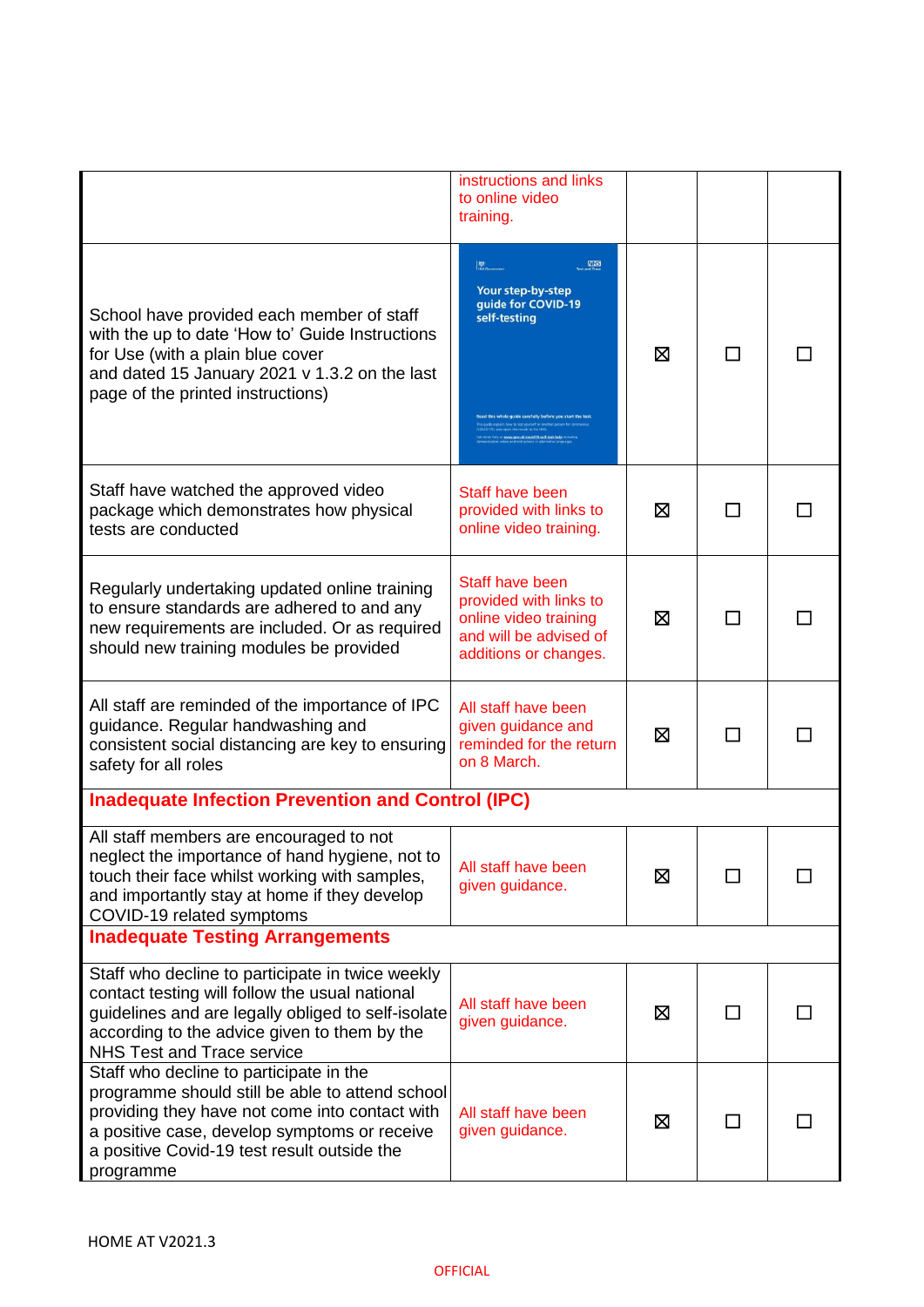| | | | | |
|---|---|---|---|---|
| | instructions and links to online video training. | | | |
| School have provided each member of staff with the up to date 'How to' Guide Instructions for Use (with a plain blue cover and dated 15 January 2021 v 1.3.2 on the last page of the printed instructions) | Your step-by-step guide for COVID-19 self-testing | ☒ | ☐ | ☐ |
| Staff have watched the approved video package which demonstrates how physical tests are conducted | Staff have been provided with links to online video training. | ☒ | ☐ | ☐ |
| Regularly undertaking updated online training to ensure standards are adhered to and any new requirements are included. Or as required should new training modules be provided | Staff have been provided with links to online video training and will be advised of additions or changes. | ☒ | ☐ | ☐ |
| All staff are reminded of the importance of IPC guidance. Regular handwashing and consistent social distancing are key to ensuring safety for all roles | All staff have been given guidance and reminded for the return on 8 March. | ☒ | ☐ | ☐ |
| **Inadequate Infection Prevention and Control (IPC)** | | | | |
| All staff members are encouraged to not neglect the importance of hand hygiene, not to touch their face whilst working with samples, and importantly stay at home if they develop COVID-19 related symptoms | All staff have been given guidance. | ☒ | ☐ | ☐ |
| **Inadequate Testing Arrangements** | | | | |
| Staff who decline to participate in twice weekly contact testing will follow the usual national guidelines and are legally obliged to self-isolate according to the advice given to them by the NHS Test and Trace service | All staff have been given guidance. | ☒ | ☐ | ☐ |
| Staff who decline to participate in the programme should still be able to attend school providing they have not come into contact with a positive case, develop symptoms or receive a positive Covid-19 test result outside the programme | All staff have been given guidance. | ☒ | ☐ | ☐ |

HOME AT V2021.3

OFFICIAL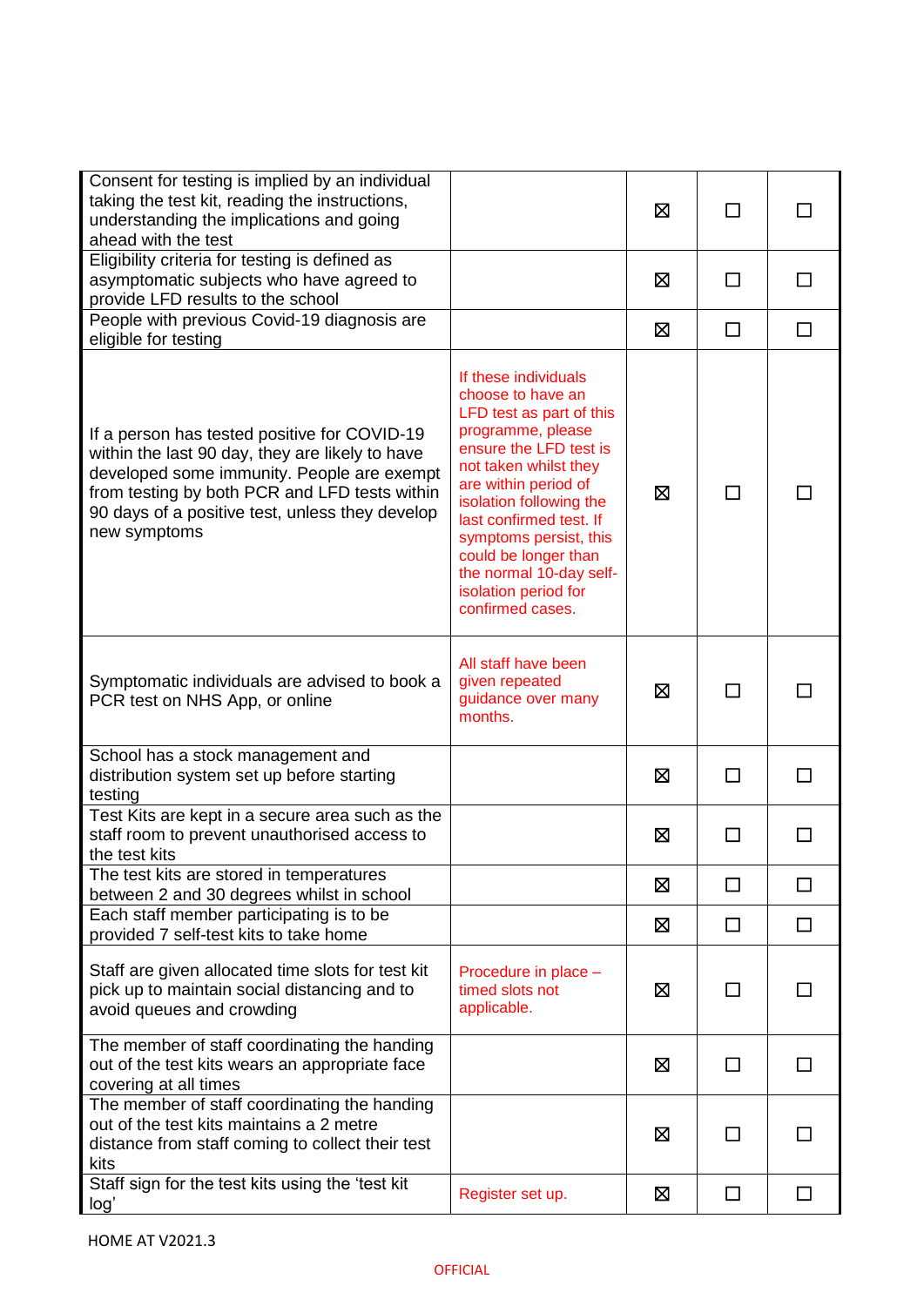| | | | | |
|---|---|---|---|---|
| Consent for testing is implied by an individual taking the test kit, reading the instructions, understanding the implications and going ahead with the test | | ☒ | ☐ | ☐ |
| Eligibility criteria for testing is defined as asymptomatic subjects who have agreed to provide LFD results to the school | | ☒ | ☐ | ☐ |
| People with previous Covid-19 diagnosis are eligible for testing | | ☒ | ☐ | ☐ |
| If a person has tested positive for COVID-19 within the last 90 day, they are likely to have developed some immunity. People are exempt from testing by both PCR and LFD tests within 90 days of a positive test, unless they develop new symptoms | If these individuals choose to have an LFD test as part of this programme, please ensure the LFD test is not taken whilst they are within period of isolation following the last confirmed test. If symptoms persist, this could be longer than the normal 10-day self-isolation period for confirmed cases. | ☒ | ☐ | ☐ |
| Symptomatic individuals are advised to book a PCR test on NHS App, or online | All staff have been given repeated guidance over many months. | ☒ | ☐ | ☐ |
| School has a stock management and distribution system set up before starting testing | | ☒ | ☐ | ☐ |
| Test Kits are kept in a secure area such as the staff room to prevent unauthorised access to the test kits | | ☒ | ☐ | ☐ |
| The test kits are stored in temperatures between 2 and 30 degrees whilst in school | | ☒ | ☐ | ☐ |
| Each staff member participating is to be provided 7 self-test kits to take home | | ☒ | ☐ | ☐ |
| Staff are given allocated time slots for test kit pick up to maintain social distancing and to avoid queues and crowding | Procedure in place – timed slots not applicable. | ☒ | ☐ | ☐ |
| The member of staff coordinating the handing out of the test kits wears an appropriate face covering at all times | | ☒ | ☐ | ☐ |
| The member of staff coordinating the handing out of the test kits maintains a 2 metre distance from staff coming to collect their test kits | | ☒ | ☐ | ☐ |
| Staff sign for the test kits using the 'test kit log' | Register set up. | ☒ | ☐ | ☐ |

HOME AT V2021.3

OFFICIAL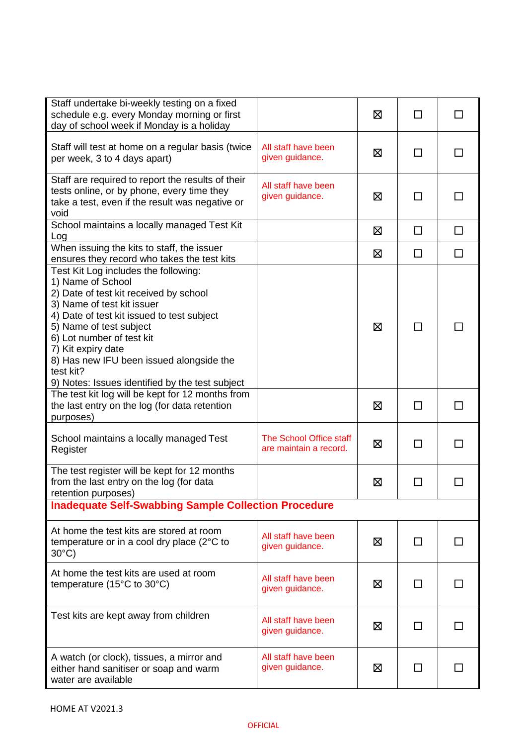| | | | | |
|---|---|---|---|---|
| Staff undertake bi-weekly testing on a fixed schedule e.g. every Monday morning or first day of school week if Monday is a holiday | | ☒ | ☐ | ☐ |
| Staff will test at home on a regular basis (twice per week, 3 to 4 days apart) | All staff have been given guidance. | ☒ | ☐ | ☐ |
| Staff are required to report the results of their tests online, or by phone, every time they take a test, even if the result was negative or void | All staff have been given guidance. | ☒ | ☐ | ☐ |
| School maintains a locally managed Test Kit Log | | ☒ | ☐ | ☐ |
| When issuing the kits to staff, the issuer ensures they record who takes the test kits | | ☒ | ☐ | ☐ |
| Test Kit Log includes the following:<br>1) Name of School<br>2) Date of test kit received by school<br>3) Name of test kit issuer<br>4) Date of test kit issued to test subject<br>5) Name of test subject<br>6) Lot number of test kit<br>7) Kit expiry date<br>8) Has new IFU been issued alongside the test kit?<br>9) Notes: Issues identified by the test subject | | ☒ | ☐ | ☐ |
| The test kit log will be kept for 12 months from the last entry on the log (for data retention purposes) | | ☒ | ☐ | ☐ |
| School maintains a locally managed Test Register | The School Office staff are maintain a record. | ☒ | ☐ | ☐ |
| The test register will be kept for 12 months from the last entry on the log (for data retention purposes) | | ☒ | ☐ | ☐ |
| **Inadequate Self-Swabbing Sample Collection Procedure** | | | | |
| At home the test kits are stored at room temperature or in a cool dry place (2°C to 30°C) | All staff have been given guidance. | ☒ | ☐ | ☐ |
| At home the test kits are used at room temperature (15°C to 30°C) | All staff have been given guidance. | ☒ | ☐ | ☐ |
| Test kits are kept away from children | All staff have been given guidance. | ☒ | ☐ | ☐ |
| A watch (or clock), tissues, a mirror and either hand sanitiser or soap and warm water are available | All staff have been given guidance. | ☒ | ☐ | ☐ |

HOME AT V2021.3

OFFICIAL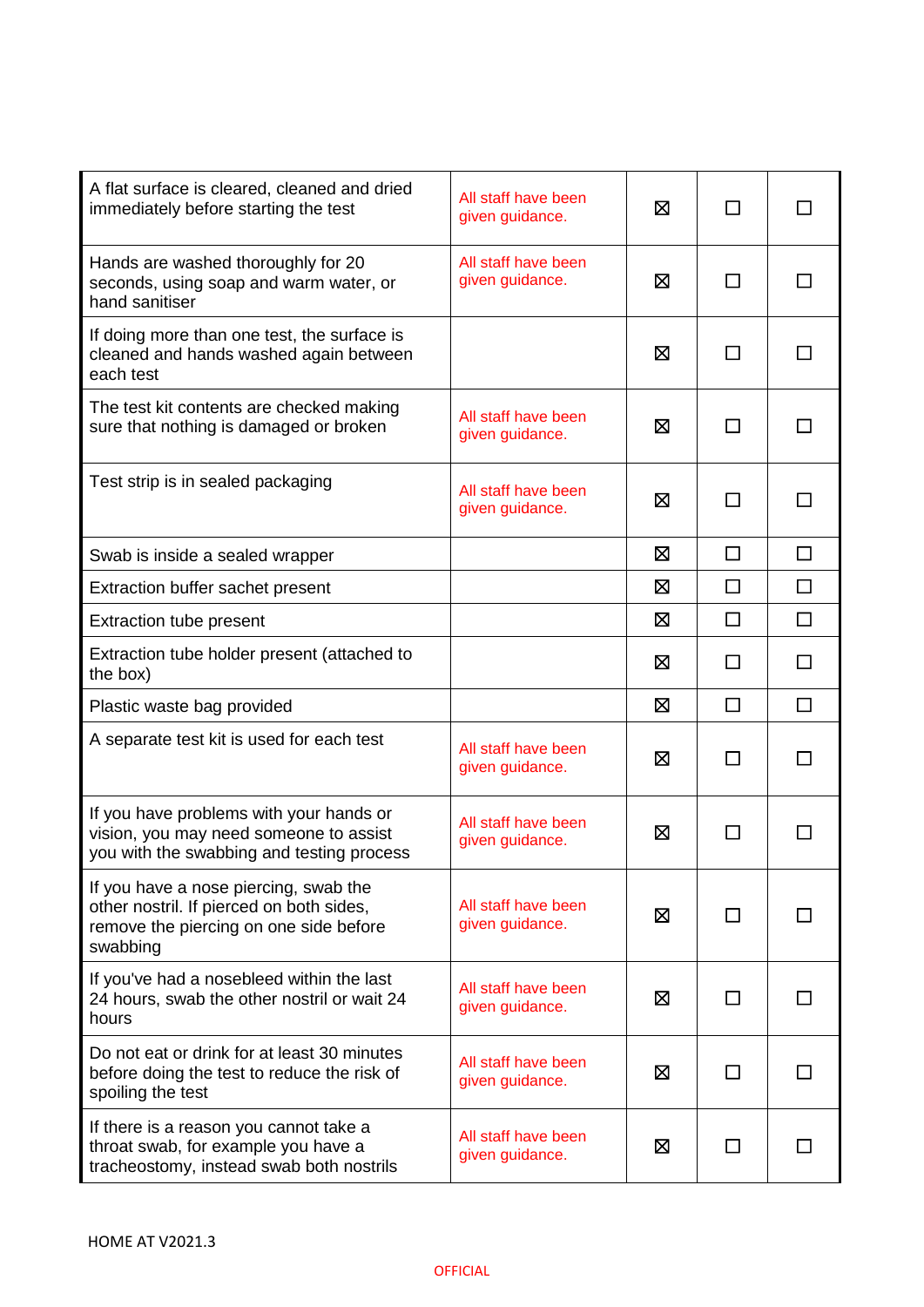| | | | | |
|---|---|---|---|---|
| A flat surface is cleared, cleaned and dried immediately before starting the test | All staff have been given guidance. | ☒ | ☐ | ☐ |
| Hands are washed thoroughly for 20 seconds, using soap and warm water, or hand sanitiser | All staff have been given guidance. | ☒ | ☐ | ☐ |
| If doing more than one test, the surface is cleaned and hands washed again between each test | | ☒ | ☐ | ☐ |
| The test kit contents are checked making sure that nothing is damaged or broken | All staff have been given guidance. | ☒ | ☐ | ☐ |
| Test strip is in sealed packaging | All staff have been given guidance. | ☒ | ☐ | ☐ |
| Swab is inside a sealed wrapper | | ☒ | ☐ | ☐ |
| Extraction buffer sachet present | | ☒ | ☐ | ☐ |
| Extraction tube present | | ☒ | ☐ | ☐ |
| Extraction tube holder present (attached to the box) | | ☒ | ☐ | ☐ |
| Plastic waste bag provided | | ☒ | ☐ | ☐ |
| A separate test kit is used for each test | All staff have been given guidance. | ☒ | ☐ | ☐ |
| If you have problems with your hands or vision, you may need someone to assist you with the swabbing and testing process | All staff have been given guidance. | ☒ | ☐ | ☐ |
| If you have a nose piercing, swab the other nostril. If pierced on both sides, remove the piercing on one side before swabbing | All staff have been given guidance. | ☒ | ☐ | ☐ |
| If you've had a nosebleed within the last 24 hours, swab the other nostril or wait 24 hours | All staff have been given guidance. | ☒ | ☐ | ☐ |
| Do not eat or drink for at least 30 minutes before doing the test to reduce the risk of spoiling the test | All staff have been given guidance. | ☒ | ☐ | ☐ |
| If there is a reason you cannot take a throat swab, for example you have a tracheostomy, instead swab both nostrils | All staff have been given guidance. | ☒ | ☐ | ☐ |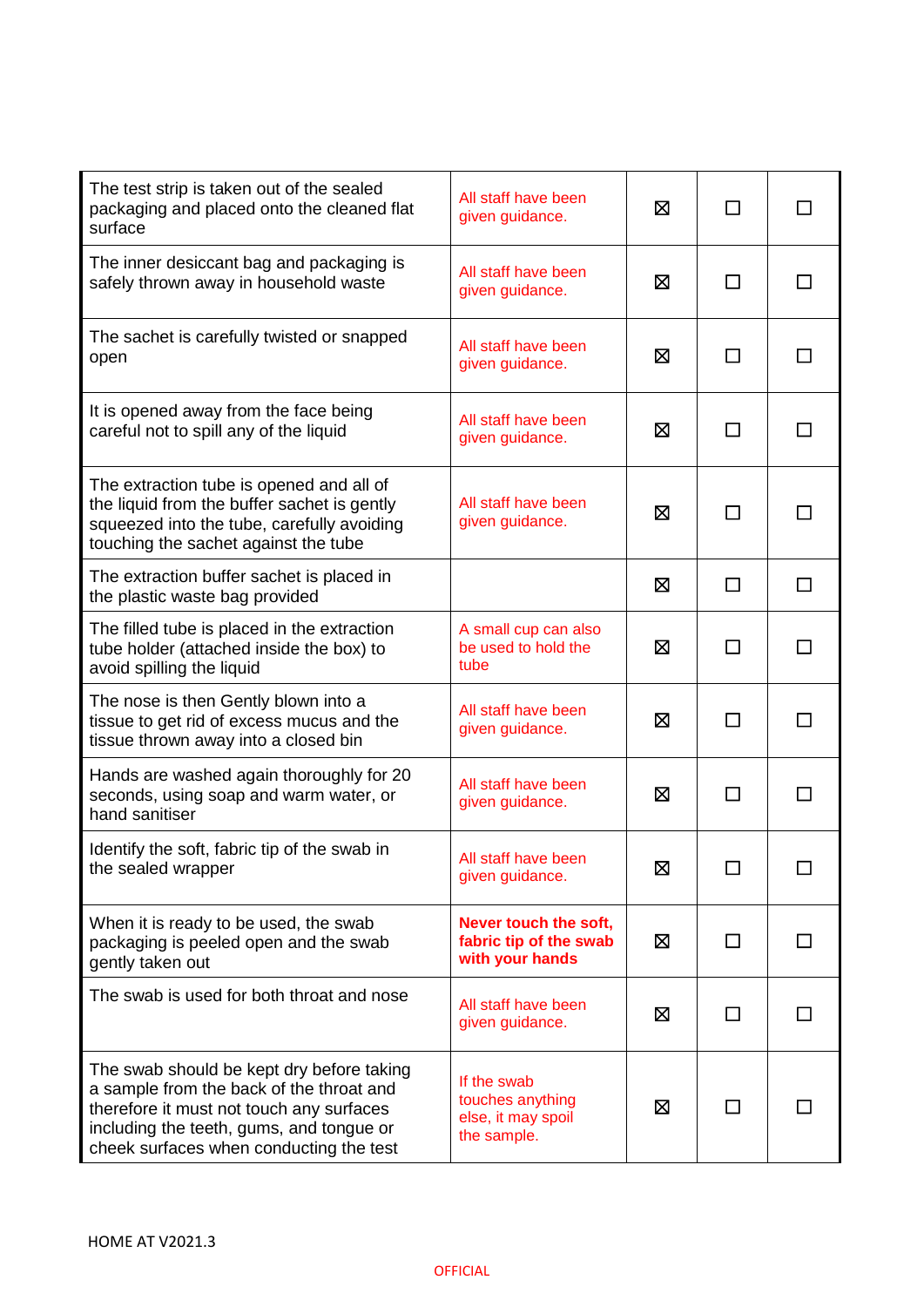| | | | | |
|---|---|---|---|---|
| The test strip is taken out of the sealed packaging and placed onto the cleaned flat surface | All staff have been given guidance. | ☒ | ☐ | ☐ |
| The inner desiccant bag and packaging is safely thrown away in household waste | All staff have been given guidance. | ☒ | ☐ | ☐ |
| The sachet is carefully twisted or snapped open | All staff have been given guidance. | ☒ | ☐ | ☐ |
| It is opened away from the face being careful not to spill any of the liquid | All staff have been given guidance. | ☒ | ☐ | ☐ |
| The extraction tube is opened and all of the liquid from the buffer sachet is gently squeezed into the tube, carefully avoiding touching the sachet against the tube | All staff have been given guidance. | ☒ | ☐ | ☐ |
| The extraction buffer sachet is placed in the plastic waste bag provided | | ☒ | ☐ | ☐ |
| The filled tube is placed in the extraction tube holder (attached inside the box) to avoid spilling the liquid | A small cup can also be used to hold the tube | ☒ | ☐ | ☐ |
| The nose is then Gently blown into a tissue to get rid of excess mucus and the tissue thrown away into a closed bin | All staff have been given guidance. | ☒ | ☐ | ☐ |
| Hands are washed again thoroughly for 20 seconds, using soap and warm water, or hand sanitiser | All staff have been given guidance. | ☒ | ☐ | ☐ |
| Identify the soft, fabric tip of the swab in the sealed wrapper | All staff have been given guidance. | ☒ | ☐ | ☐ |
| When it is ready to be used, the swab packaging is peeled open and the swab gently taken out | **Never touch the soft, fabric tip of the swab with your hands** | ☒ | ☐ | ☐ |
| The swab is used for both throat and nose | All staff have been given guidance. | ☒ | ☐ | ☐ |
| The swab should be kept dry before taking a sample from the back of the throat and therefore it must not touch any surfaces including the teeth, gums, and tongue or cheek surfaces when conducting the test | If the swab touches anything else, it may spoil the sample. | ☒ | ☐ | ☐ |

HOME AT V2021.3

OFFICIAL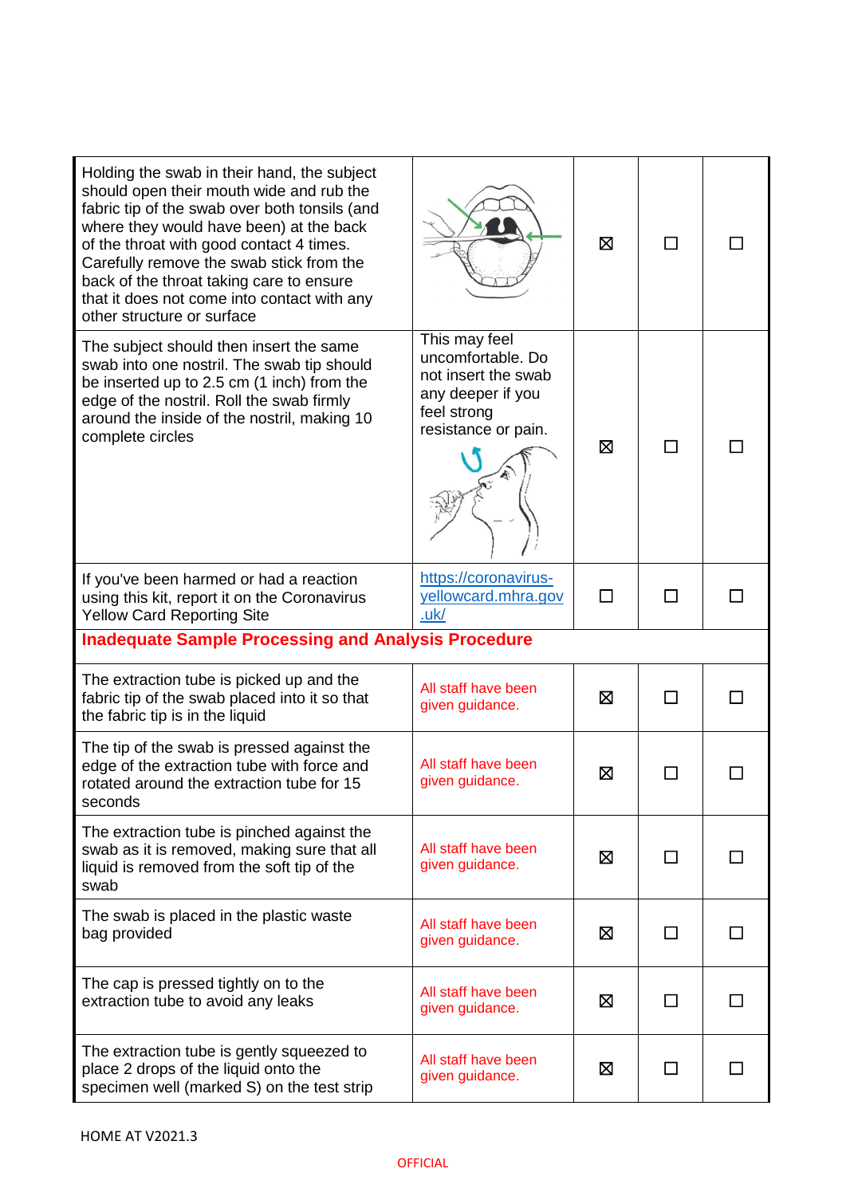| | | | | |
|---|---|---|---|---|
| Holding the swab in their hand, the subject should open their mouth wide and rub the fabric tip of the swab over both tonsils (and where they would have been) at the back of the throat with good contact 4 times. Carefully remove the swab stick from the back of the throat taking care to ensure that it does not come into contact with any other structure or surface | | ☒ | ☐ | ☐ |
| The subject should then insert the same swab into one nostril. The swab tip should be inserted up to 2.5 cm (1 inch) from the edge of the nostril. Roll the swab firmly around the inside of the nostril, making 10 complete circles | This may feel uncomfortable. Do not insert the swab any deeper if you feel strong resistance or pain. | ☒ | ☐ | ☐ |
| If you've been harmed or had a reaction using this kit, report it on the Coronavirus Yellow Card Reporting Site | https://coronavirus-yellowcard.mhra.gov.uk/ | ☐ | ☐ | ☐ |
| **Inadequate Sample Processing and Analysis Procedure** | | | | |
| The extraction tube is picked up and the fabric tip of the swab placed into it so that the fabric tip is in the liquid | All staff have been given guidance. | ☒ | ☐ | ☐ |
| The tip of the swab is pressed against the edge of the extraction tube with force and rotated around the extraction tube for 15 seconds | All staff have been given guidance. | ☒ | ☐ | ☐ |
| The extraction tube is pinched against the swab as it is removed, making sure that all liquid is removed from the soft tip of the swab | All staff have been given guidance. | ☒ | ☐ | ☐ |
| The swab is placed in the plastic waste bag provided | All staff have been given guidance. | ☒ | ☐ | ☐ |
| The cap is pressed tightly on to the extraction tube to avoid any leaks | All staff have been given guidance. | ☒ | ☐ | ☐ |
| The extraction tube is gently squeezed to place 2 drops of the liquid onto the specimen well (marked S) on the test strip | All staff have been given guidance. | ☒ | ☐ | ☐ |

HOME AT V2021.3

OFFICIAL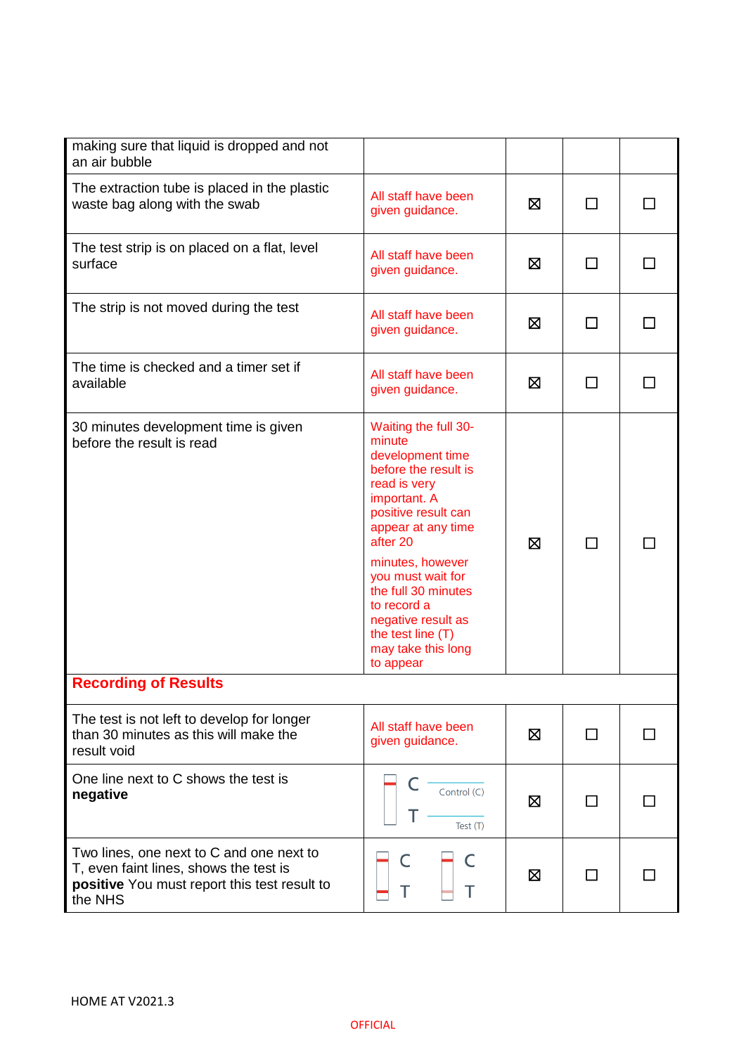| | | | | |
|---|---|---|---|---|
| making sure that liquid is dropped and not an air bubble | | | | |
| The extraction tube is placed in the plastic waste bag along with the swab | All staff have been given guidance. | ☒ | ☐ | ☐ |
| The test strip is on placed on a flat, level surface | All staff have been given guidance. | ☒ | ☐ | ☐ |
| The strip is not moved during the test | All staff have been given guidance. | ☒ | ☐ | ☐ |
| The time is checked and a timer set if available | All staff have been given guidance. | ☒ | ☐ | ☐ |
| 30 minutes development time is given before the result is read | Waiting the full 30-minute development time before the result is read is very important. A positive result can appear at any time after 20 minutes, however you must wait for the full 30 minutes to record a negative result as the test line (T) may take this long to appear | ☒ | ☐ | ☐ |
| **Recording of Results** | | | | |
| The test is not left to develop for longer than 30 minutes as this will make the result void | All staff have been given guidance. | ☒ | ☐ | ☐ |
| One line next to C shows the test is **negative** | C Control (C) T Test (T) | ☒ | ☐ | ☐ |
| Two lines, one next to C and one next to T, even faint lines, shows the test is **positive** You must report this test result to the NHS | C T C T | ☒ | ☐ | ☐ |

HOME AT V2021.3

OFFICIAL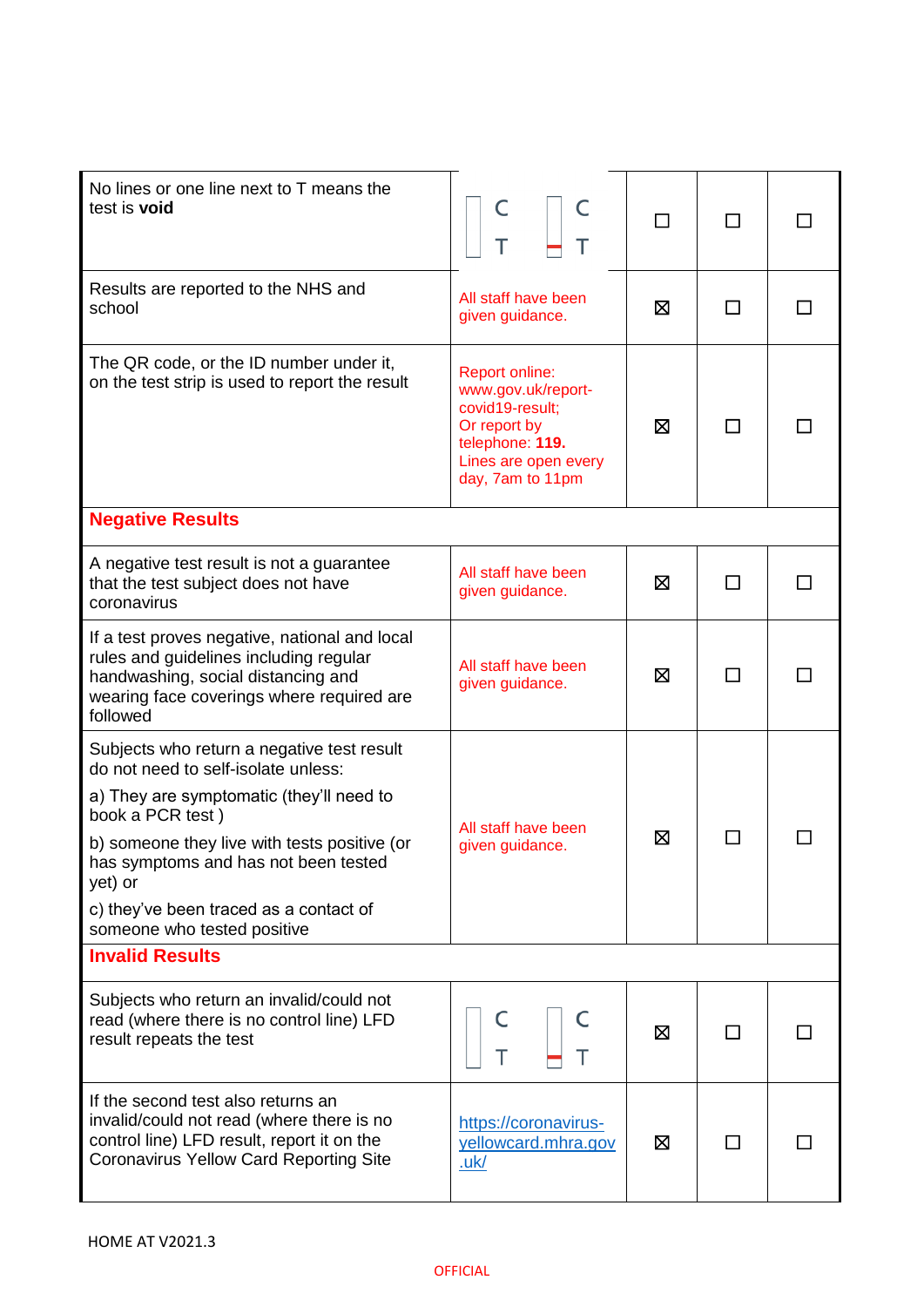| | | | | |
|---|---|---|---|---|
| No lines or one line next to T means the test is **void** | C T C T | ☐ | ☐ | ☐ |
| Results are reported to the NHS and school | All staff have been given guidance. | ☒ | ☐ | ☐ |
| The QR code, or the ID number under it, on the test strip is used to report the result | Report online: www.gov.uk/report-covid19-result; Or report by telephone: **119.** Lines are open every day, 7am to 11pm | ☒ | ☐ | ☐ |
| **Negative Results** | | | | |
| A negative test result is not a guarantee that the test subject does not have coronavirus | All staff have been given guidance. | ☒ | ☐ | ☐ |
| If a test proves negative, national and local rules and guidelines including regular handwashing, social distancing and wearing face coverings where required are followed | All staff have been given guidance. | ☒ | ☐ | ☐ |
| Subjects who return a negative test result do not need to self-isolate unless: a) They are symptomatic (they'll need to book a PCR test ) b) someone they live with tests positive (or has symptoms and has not been tested yet) or c) they've been traced as a contact of someone who tested positive | All staff have been given guidance. | ☒ | ☐ | ☐ |
| **Invalid Results** | | | | |
| Subjects who return an invalid/could not read (where there is no control line) LFD result repeats the test | C T C T | ☒ | ☐ | ☐ |
| If the second test also returns an invalid/could not read (where there is no control line) LFD result, report it on the Coronavirus Yellow Card Reporting Site | [https://coronavirus-yellowcard.mhra.gov.uk/](https://coronavirus-yellowcard.mhra.gov.uk/) | ☒ | ☐ | ☐ |

HOME AT V2021.3

OFFICIAL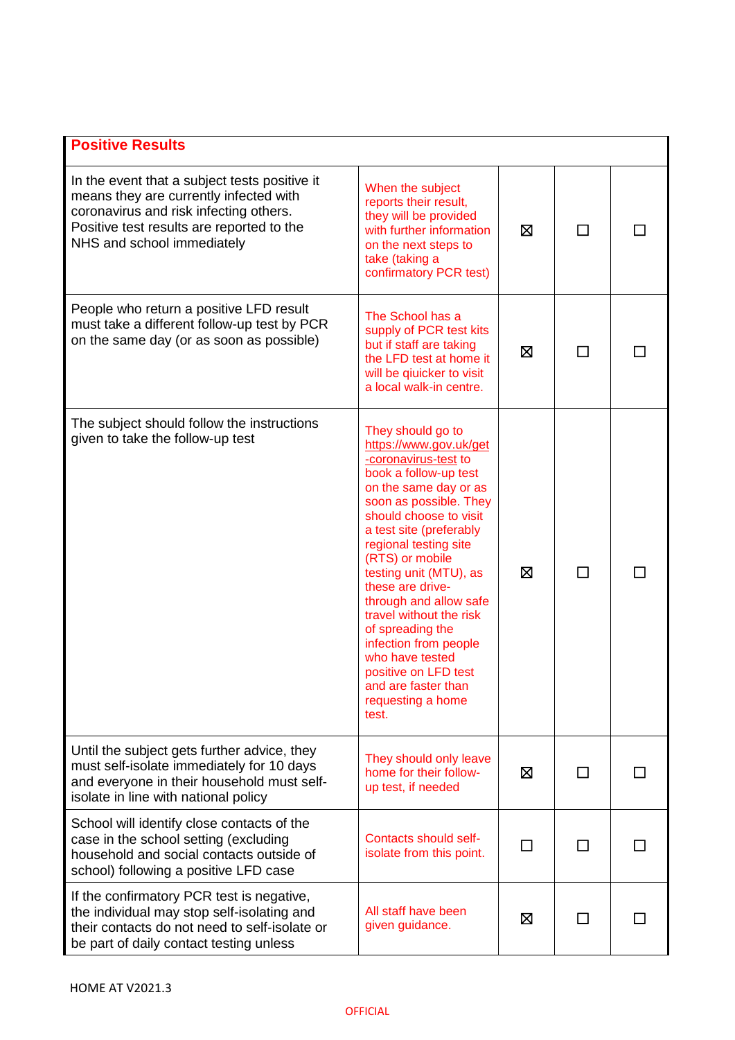| Positive Results | | | | |
|---|---|---|---|---|
| In the event that a subject tests positive it means they are currently infected with coronavirus and risk infecting others. Positive test results are reported to the NHS and school immediately | When the subject reports their result, they will be provided with further information on the next steps to take (taking a confirmatory PCR test) | ☒ | ☐ | ☐ |
| People who return a positive LFD result must take a different follow-up test by PCR on the same day (or as soon as possible) | The School has a supply of PCR test kits but if staff are taking the LFD test at home it will be qiuicker to visit a local walk-in centre. | ☒ | ☐ | ☐ |
| The subject should follow the instructions given to take the follow-up test | They should go to https://www.gov.uk/get-coronavirus-test to book a follow-up test on the same day or as soon as possible. They should choose to visit a test site (preferably regional testing site (RTS) or mobile testing unit (MTU), as these are drive-through and allow safe travel without the risk of spreading the infection from people who have tested positive on LFD test and are faster than requesting a home test. | ☒ | ☐ | ☐ |
| Until the subject gets further advice, they must self-isolate immediately for 10 days and everyone in their household must self-isolate in line with national policy | They should only leave home for their follow-up test, if needed | ☒ | ☐ | ☐ |
| School will identify close contacts of the case in the school setting (excluding household and social contacts outside of school) following a positive LFD case | Contacts should self-isolate from this point. | ☐ | ☐ | ☐ |
| If the confirmatory PCR test is negative, the individual may stop self-isolating and their contacts do not need to self-isolate or be part of daily contact testing unless | All staff have been given guidance. | ☒ | ☐ | ☐ |

HOME AT V2021.3

OFFICIAL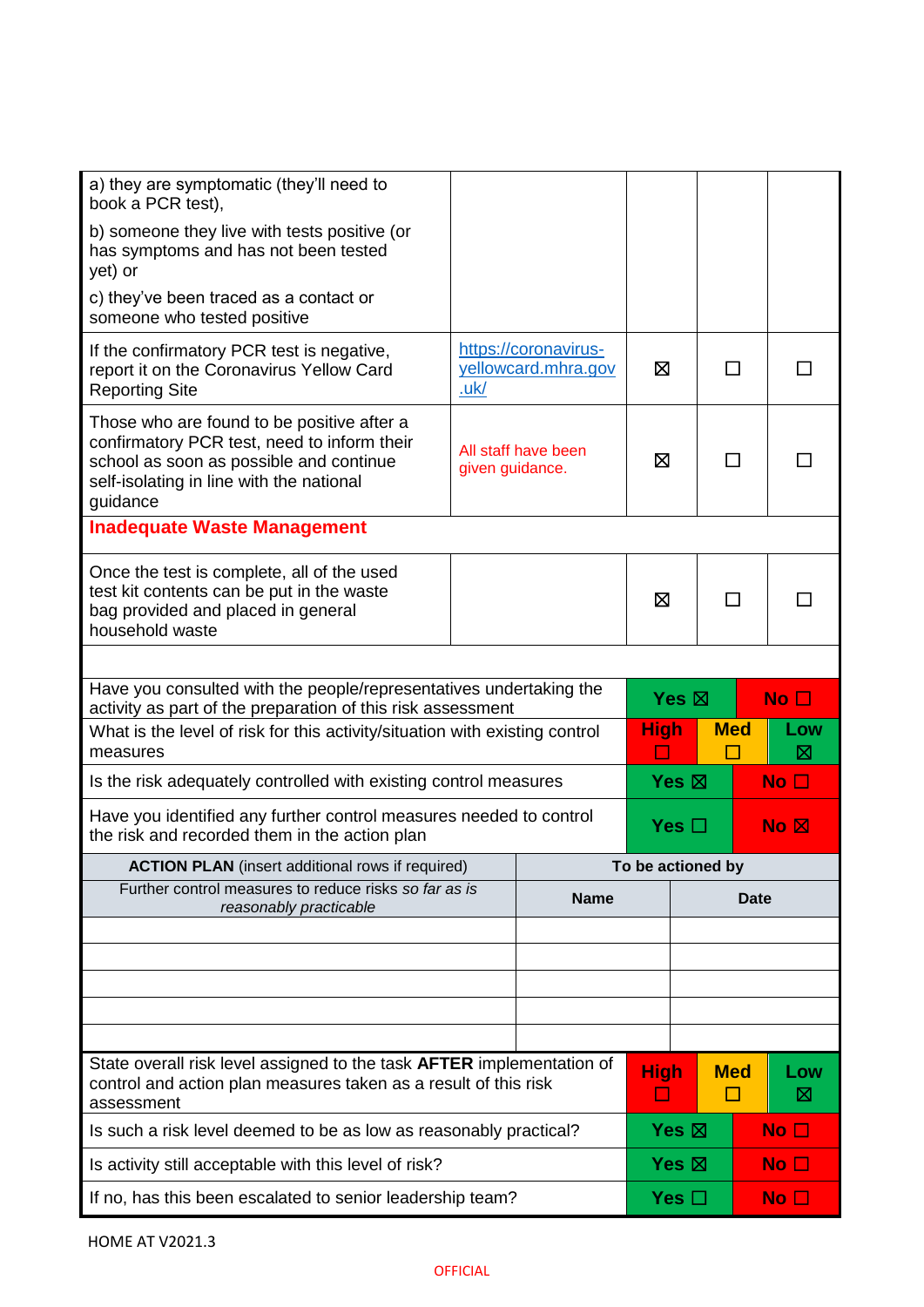| | | | | |
|---|---|---|---|---|
| a) they are symptomatic (they'll need to book a PCR test),<br><br>b) someone they live with tests positive (or has symptoms and has not been tested yet) or<br><br>c) they've been traced as a contact or someone who tested positive | | | | |
| If the confirmatory PCR test is negative, report it on the Coronavirus Yellow Card Reporting Site | https://coronavirus-yellowcard.mhra.gov.uk/ | ☒ | ☐ | ☐ |
| Those who are found to be positive after a confirmatory PCR test, need to inform their school as soon as possible and continue self-isolating in line with the national guidance | All staff have been given guidance. | ☒ | ☐ | ☐ |
| **Inadequate Waste Management** | | | | |
| Once the test is complete, all of the used test kit contents can be put in the waste bag provided and placed in general household waste | | ☒ | ☐ | ☐ |

| | | | |
|---|---|---|---|
| Have you consulted with the people/representatives undertaking the activity as part of the preparation of this risk assessment | **Yes ☒** | | **No ☐** |
| What is the level of risk for this activity/situation with existing control measures | **High ☐** | **Med ☐** | **Low ☒** |
| Is the risk adequately controlled with existing control measures | **Yes ☒** | | **No ☐** |
| Have you identified any further control measures needed to control the risk and recorded them in the action plan | **Yes ☐** | | **No ☒** |

| **ACTION PLAN** (insert additional rows if required) | **To be actioned by** | |
|---|---|---|
| Further control measures to reduce risks *so far as is reasonably practicable* | **Name** | **Date** |
| | | |
| | | |
| | | |
| | | |
| | | |

| | | | |
|---|---|---|---|
| State overall risk level assigned to the task **AFTER** implementation of control and action plan measures taken as a result of this risk assessment | **High ☐** | **Med ☐** | **Low ☒** |
| Is such a risk level deemed to be as low as reasonably practical? | **Yes ☒** | | **No ☐** |
| Is activity still acceptable with this level of risk? | **Yes ☒** | | **No ☐** |
| If no, has this been escalated to senior leadership team? | **Yes ☐** | | **No ☐** |

HOME AT V2021.3

OFFICIAL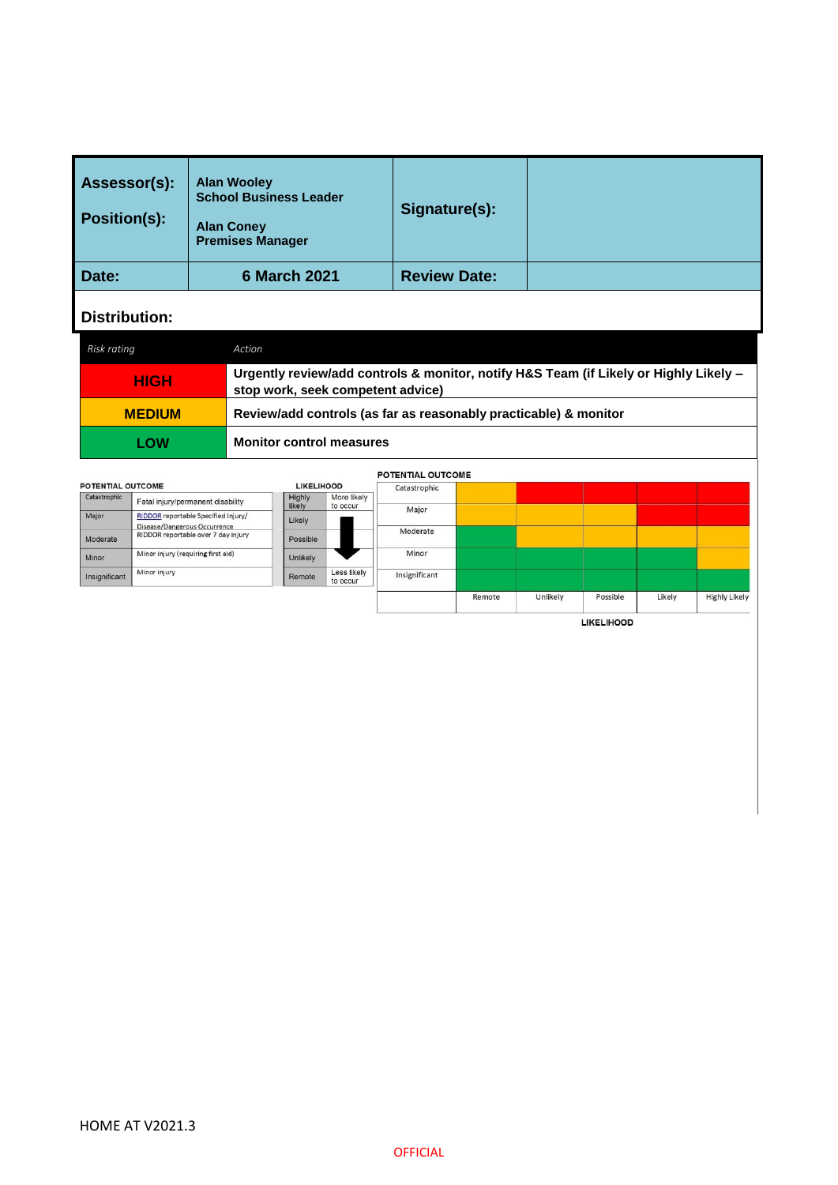| | | | |
|---|---|---|---|
| **Assessor(s):**<br><br>**Position(s):** | **Alan Wooley**<br>**School Business Leader**<br><br>**Alan Coney**<br>**Premises Manager** | **Signature(s):** | |
| **Date:** | **6 March 2021** | **Review Date:** | |

**Distribution:**

| *Risk rating* | *Action* |
|---|---|
| **HIGH** | **Urgently review/add controls & monitor, notify H&S Team (if Likely or Highly Likely – stop work, seek competent advice)** |
| **MEDIUM** | **Review/add controls (as far as reasonably practicable) & monitor** |
| **LOW** | **Monitor control measures** |

**POTENTIAL OUTCOME**

| | |
|---|---|
| Catastrophic | Fatal injury/permanent disability |
| Major | RIDDOR reportable Specified Injury/ Disease/Dangerous Occurrence |
| Moderate | RIDDOR reportable over 7 day injury |
| Minor | Minor injury (requiring first aid) |
| Insignificant | Minor injury |

**LIKELIHOOD**

| | |
|---|---|
| Highly likely | More likely to occur |
| Likely | |
| Possible | |
| Unlikely | |
| Remote | Less likely to occur |

**POTENTIAL OUTCOME**

| | Remote | Unlikely | Possible | Likely | Highly Likely |
|---|---|---|---|---|---|
| Catastrophic | MEDIUM | HIGH | HIGH | HIGH | HIGH |
| Major | MEDIUM | MEDIUM | MEDIUM | HIGH | HIGH |
| Moderate | LOW | MEDIUM | MEDIUM | MEDIUM | MEDIUM |
| Minor | LOW | LOW | LOW | LOW | MEDIUM |
| Insignificant | LOW | LOW | LOW | LOW | LOW |

**LIKELIHOOD**

HOME AT V2021.3

OFFICIAL